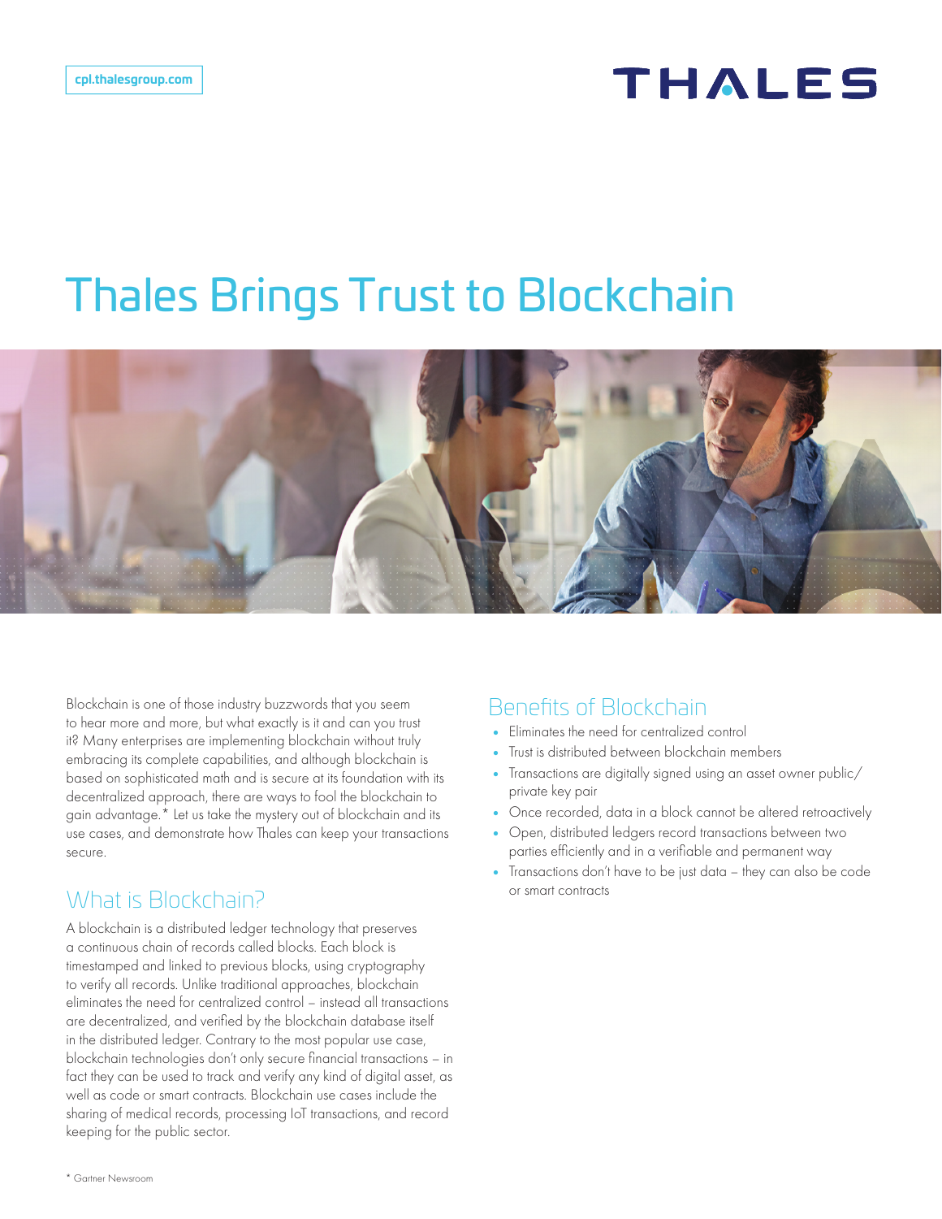cpl.thalesgroup.com

THALES

# Thales Brings Trust to Blockchain

Blockchain is one of those industry buzzwords that you seem to hear more and more, but what exactly is it and can you trust it? Many enterprises are implementing blockchain without truly embracing its complete capabilities, and although blockchain is based on sophisticated math and is secure at its foundation with its decentralized approach, there are ways to fool the blockchain to gain advantage.* Let us take the mystery out of blockchain and its use cases, and demonstrate how Thales can keep your transactions secure.

## What is Blockchain?

A blockchain is a distributed ledger technology that preserves a continuous chain of records called blocks. Each block is timestamped and linked to previous blocks, using cryptography to verify all records. Unlike traditional approaches, blockchain eliminates the need for centralized control – instead all transactions are decentralized, and verified by the blockchain database itself in the distributed ledger. Contrary to the most popular use case, blockchain technologies don't only secure financial transactions – in fact they can be used to track and verify any kind of digital asset, as well as code or smart contracts. Blockchain use cases include the sharing of medical records, processing IoT transactions, and record keeping for the public sector.

## Benefits of Blockchain

- Eliminates the need for centralized control
- Trust is distributed between blockchain members
- Transactions are digitally signed using an asset owner public/private key pair
- Once recorded, data in a block cannot be altered retroactively
- Open, distributed ledgers record transactions between two parties efficiently and in a verifiable and permanent way
- Transactions don't have to be just data – they can also be code or smart contracts

\* Gartner Newsroom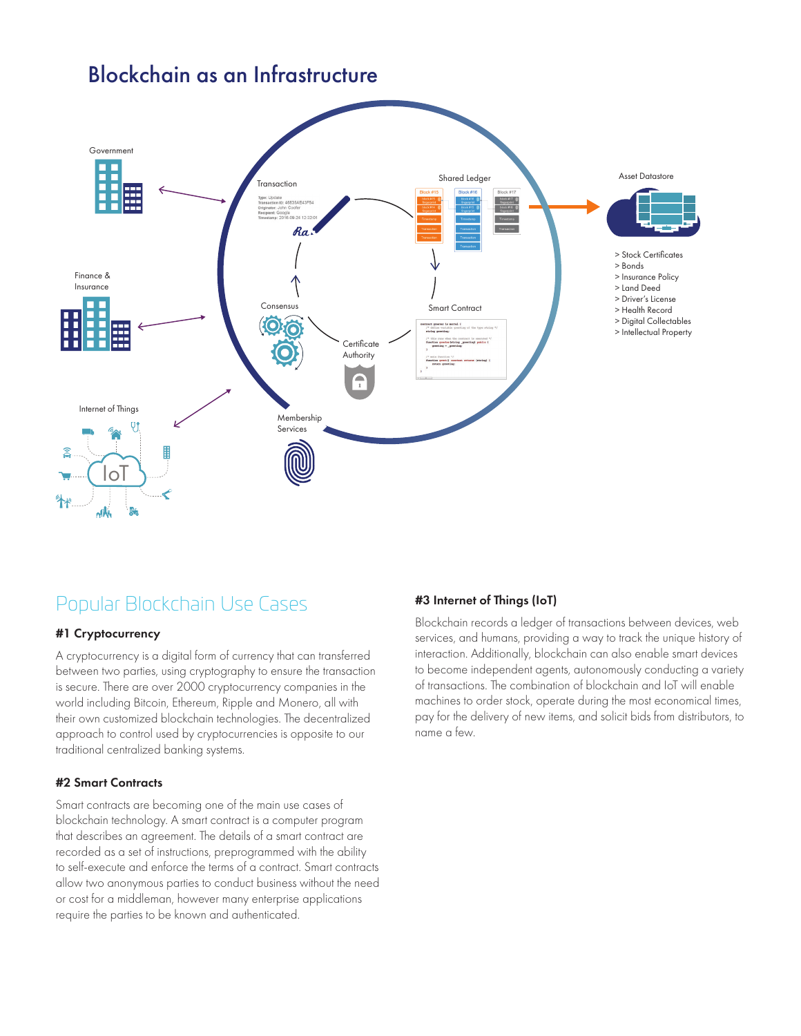# Blockchain as an Infrastructure

Government

Finance & Insurance

Internet of Things

Transaction

Shared Ledger

Consensus

Certificate Authority

Smart Contract

Membership Services

Asset Datastore

- > Stock Certificates
- > Bonds
- > Insurance Policy
- > Land Deed
- > Driver's License
- > Health Record
- > Digital Collectables
- > Intellectual Property

## Popular Blockchain Use Cases

### #1 Cryptocurrency

A cryptocurrency is a digital form of currency that can transferred between two parties, using cryptography to ensure the transaction is secure. There are over 2000 cryptocurrency companies in the world including Bitcoin, Ethereum, Ripple and Monero, all with their own customized blockchain technologies. The decentralized approach to control used by cryptocurrencies is opposite to our traditional centralized banking systems.

### #2 Smart Contracts

Smart contracts are becoming one of the main use cases of blockchain technology. A smart contract is a computer program that describes an agreement. The details of a smart contract are recorded as a set of instructions, preprogrammed with the ability to self-execute and enforce the terms of a contract. Smart contracts allow two anonymous parties to conduct business without the need or cost for a middleman, however many enterprise applications require the parties to be known and authenticated.

### #3 Internet of Things (IoT)

Blockchain records a ledger of transactions between devices, web services, and humans, providing a way to track the unique history of interaction. Additionally, blockchain can also enable smart devices to become independent agents, autonomously conducting a variety of transactions. The combination of blockchain and IoT will enable machines to order stock, operate during the most economical times, pay for the delivery of new items, and solicit bids from distributors, to name a few.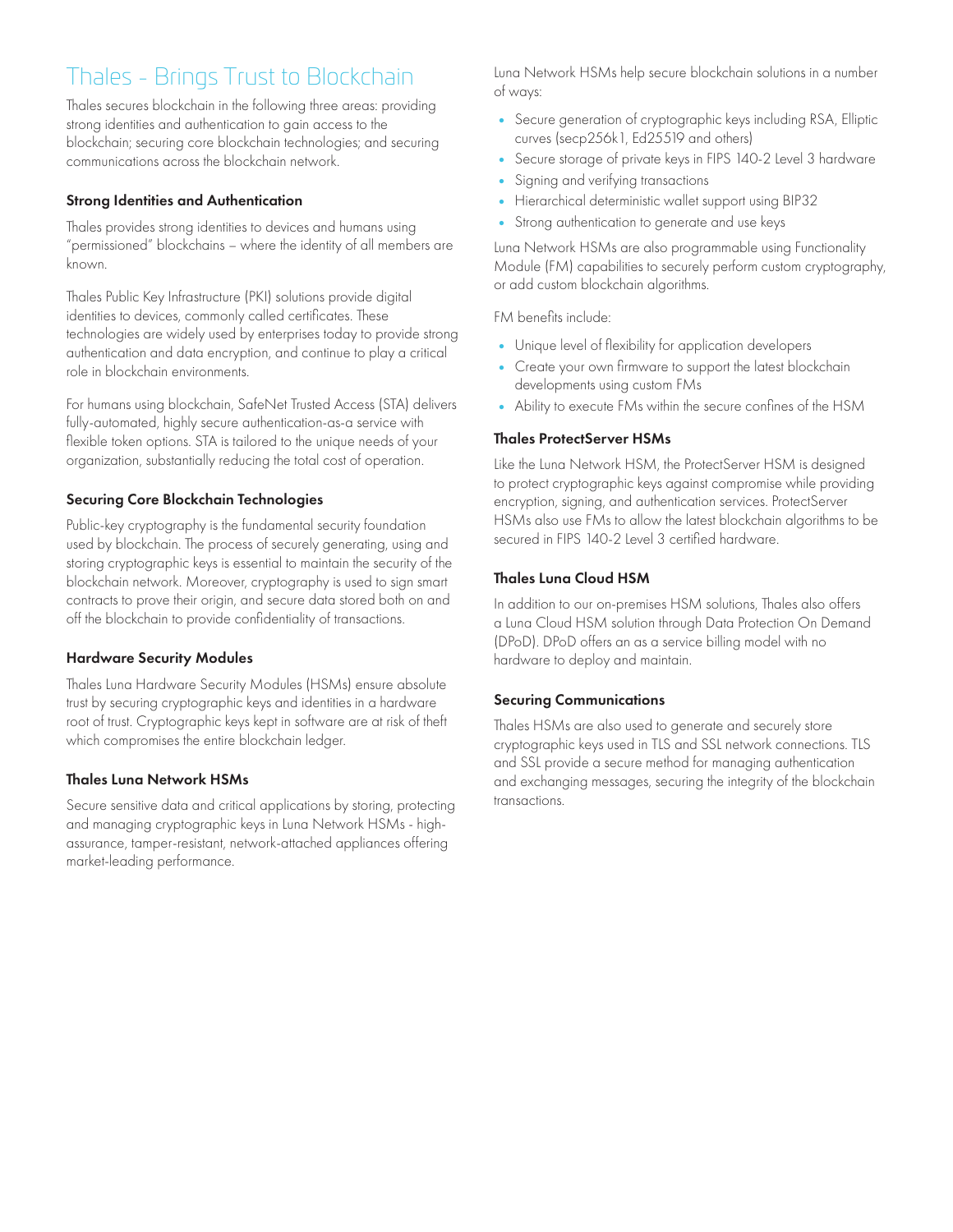# Thales - Brings Trust to Blockchain

Thales secures blockchain in the following three areas: providing strong identities and authentication to gain access to the blockchain; securing core blockchain technologies; and securing communications across the blockchain network.

### Strong Identities and Authentication

Thales provides strong identities to devices and humans using "permissioned" blockchains – where the identity of all members are known.

Thales Public Key Infrastructure (PKI) solutions provide digital identities to devices, commonly called certificates. These technologies are widely used by enterprises today to provide strong authentication and data encryption, and continue to play a critical role in blockchain environments.

For humans using blockchain, SafeNet Trusted Access (STA) delivers fully-automated, highly secure authentication-as-a service with flexible token options. STA is tailored to the unique needs of your organization, substantially reducing the total cost of operation.

### Securing Core Blockchain Technologies

Public-key cryptography is the fundamental security foundation used by blockchain. The process of securely generating, using and storing cryptographic keys is essential to maintain the security of the blockchain network. Moreover, cryptography is used to sign smart contracts to prove their origin, and secure data stored both on and off the blockchain to provide confidentiality of transactions.

### Hardware Security Modules

Thales Luna Hardware Security Modules (HSMs) ensure absolute trust by securing cryptographic keys and identities in a hardware root of trust. Cryptographic keys kept in software are at risk of theft which compromises the entire blockchain ledger.

### Thales Luna Network HSMs

Secure sensitive data and critical applications by storing, protecting and managing cryptographic keys in Luna Network HSMs - high-assurance, tamper-resistant, network-attached appliances offering market-leading performance.

Luna Network HSMs help secure blockchain solutions in a number of ways:

- Secure generation of cryptographic keys including RSA, Elliptic curves (secp256k1, Ed25519 and others)
- Secure storage of private keys in FIPS 140-2 Level 3 hardware
- Signing and verifying transactions
- Hierarchical deterministic wallet support using BIP32
- Strong authentication to generate and use keys

Luna Network HSMs are also programmable using Functionality Module (FM) capabilities to securely perform custom cryptography, or add custom blockchain algorithms.

FM benefits include:

- Unique level of flexibility for application developers
- Create your own firmware to support the latest blockchain developments using custom FMs
- Ability to execute FMs within the secure confines of the HSM

### Thales ProtectServer HSMs

Like the Luna Network HSM, the ProtectServer HSM is designed to protect cryptographic keys against compromise while providing encryption, signing, and authentication services. ProtectServer HSMs also use FMs to allow the latest blockchain algorithms to be secured in FIPS 140-2 Level 3 certified hardware.

### Thales Luna Cloud HSM

In addition to our on-premises HSM solutions, Thales also offers a Luna Cloud HSM solution through Data Protection On Demand (DPoD). DPoD offers an as a service billing model with no hardware to deploy and maintain.

### Securing Communications

Thales HSMs are also used to generate and securely store cryptographic keys used in TLS and SSL network connections. TLS and SSL provide a secure method for managing authentication and exchanging messages, securing the integrity of the blockchain transactions.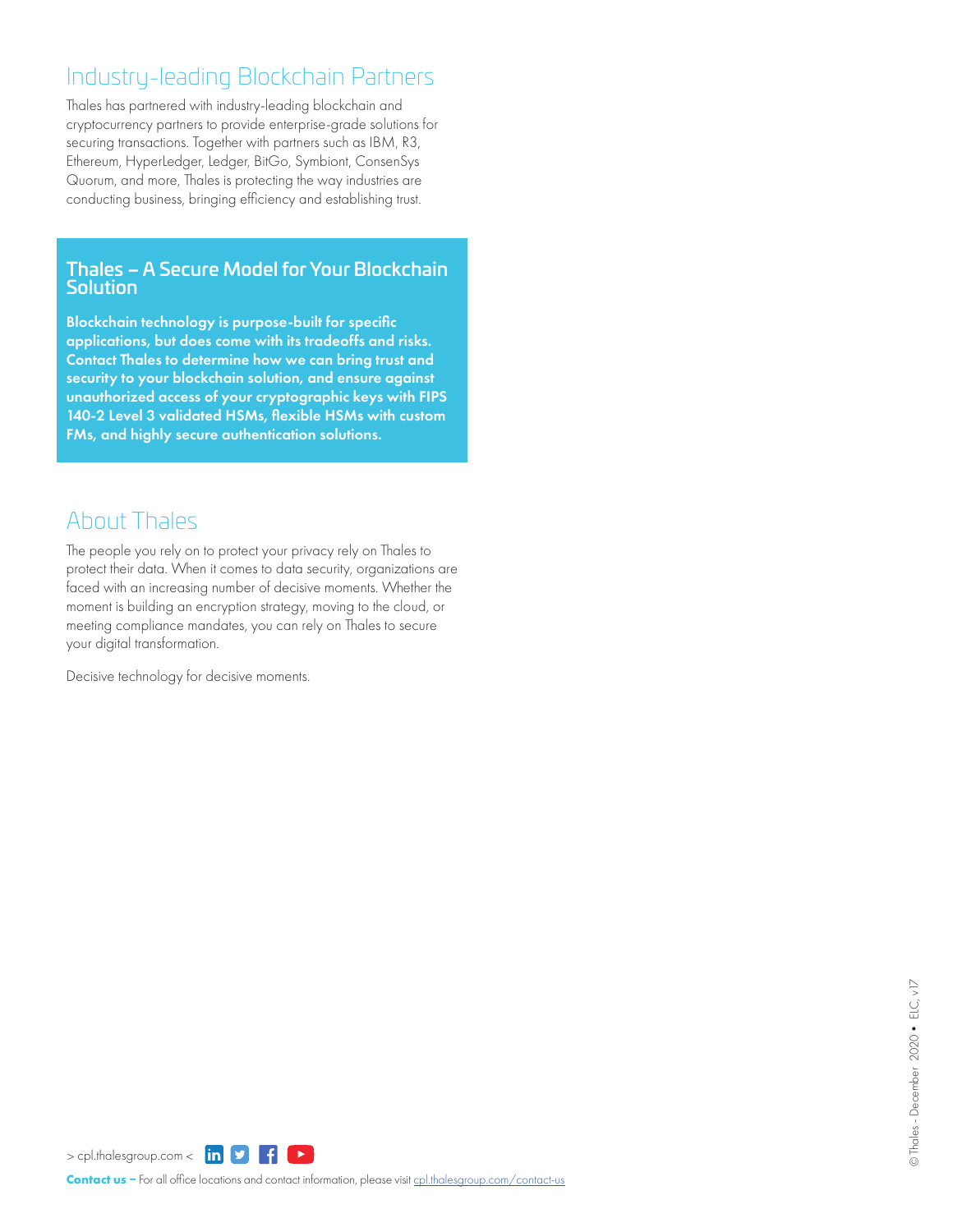## Industry-leading Blockchain Partners

Thales has partnered with industry-leading blockchain and cryptocurrency partners to provide enterprise-grade solutions for securing transactions. Together with partners such as IBM, R3, Ethereum, HyperLedger, Ledger, BitGo, Symbiont, ConsenSys Quorum, and more, Thales is protecting the way industries are conducting business, bringing efficiency and establishing trust.

### Thales – A Secure Model for Your Blockchain Solution

**Blockchain technology is purpose-built for specific applications, but does come with its tradeoffs and risks. Contact Thales to determine how we can bring trust and security to your blockchain solution, and ensure against unauthorized access of your cryptographic keys with FIPS 140-2 Level 3 validated HSMs, flexible HSMs with custom FMs, and highly secure authentication solutions.**

## About Thales

The people you rely on to protect your privacy rely on Thales to protect their data. When it comes to data security, organizations are faced with an increasing number of decisive moments. Whether the moment is building an encryption strategy, moving to the cloud, or meeting compliance mandates, you can rely on Thales to secure your digital transformation.

Decisive technology for decisive moments.

> cpl.thalesgroup.com <

**Contact us –** For all office locations and contact information, please visit cpl.thalesgroup.com/contact-us

© Thales - December 2020 • ELC, v17